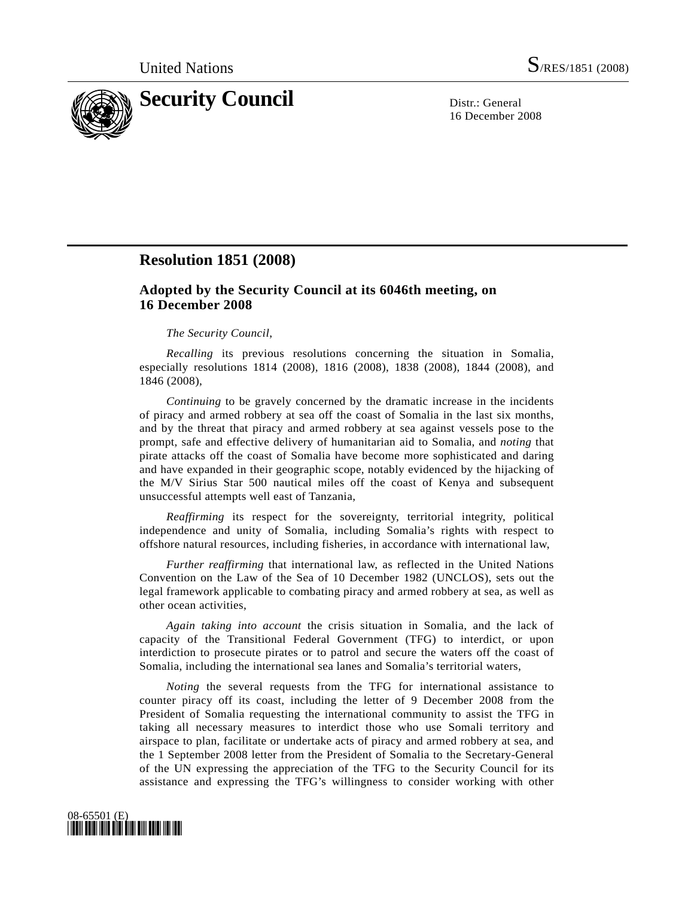United Nations S/RES/1851 (2008)

# Security Council

Distr.: General
16 December 2008

## Resolution 1851 (2008)

### Adopted by the Security Council at its 6046th meeting, on 16 December 2008

*The Security Council*,

*Recalling* its previous resolutions concerning the situation in Somalia, especially resolutions 1814 (2008), 1816 (2008), 1838 (2008), 1844 (2008), and 1846 (2008),

*Continuing* to be gravely concerned by the dramatic increase in the incidents of piracy and armed robbery at sea off the coast of Somalia in the last six months, and by the threat that piracy and armed robbery at sea against vessels pose to the prompt, safe and effective delivery of humanitarian aid to Somalia, and *noting* that pirate attacks off the coast of Somalia have become more sophisticated and daring and have expanded in their geographic scope, notably evidenced by the hijacking of the M/V Sirius Star 500 nautical miles off the coast of Kenya and subsequent unsuccessful attempts well east of Tanzania,

*Reaffirming* its respect for the sovereignty, territorial integrity, political independence and unity of Somalia, including Somalia's rights with respect to offshore natural resources, including fisheries, in accordance with international law,

*Further reaffirming* that international law, as reflected in the United Nations Convention on the Law of the Sea of 10 December 1982 (UNCLOS), sets out the legal framework applicable to combating piracy and armed robbery at sea, as well as other ocean activities,

*Again taking into account* the crisis situation in Somalia, and the lack of capacity of the Transitional Federal Government (TFG) to interdict, or upon interdiction to prosecute pirates or to patrol and secure the waters off the coast of Somalia, including the international sea lanes and Somalia's territorial waters,

*Noting* the several requests from the TFG for international assistance to counter piracy off its coast, including the letter of 9 December 2008 from the President of Somalia requesting the international community to assist the TFG in taking all necessary measures to interdict those who use Somali territory and airspace to plan, facilitate or undertake acts of piracy and armed robbery at sea, and the 1 September 2008 letter from the President of Somalia to the Secretary-General of the UN expressing the appreciation of the TFG to the Security Council for its assistance and expressing the TFG's willingness to consider working with other

08-65501 (E)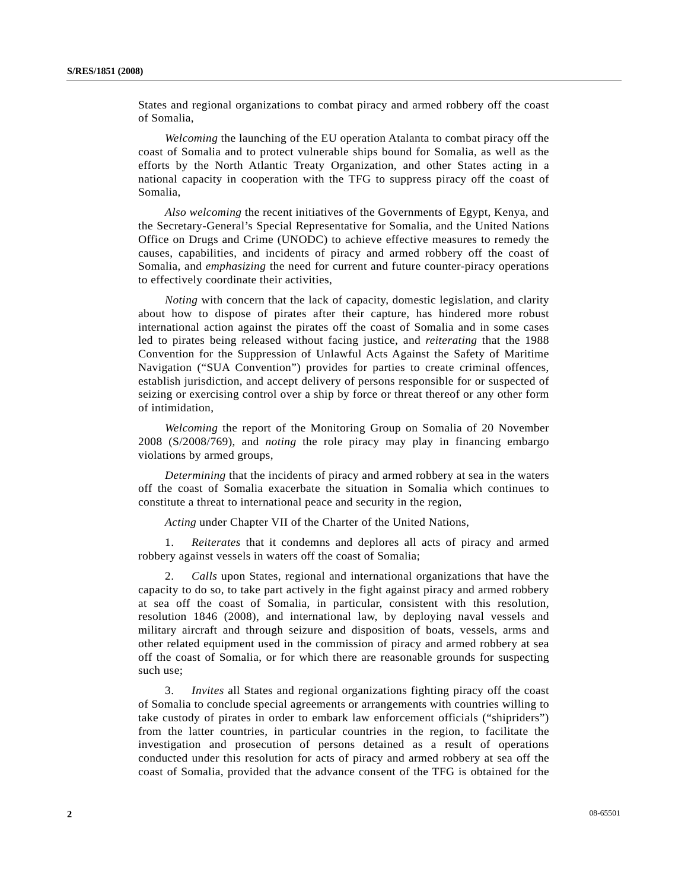States and regional organizations to combat piracy and armed robbery off the coast of Somalia,

*Welcoming* the launching of the EU operation Atalanta to combat piracy off the coast of Somalia and to protect vulnerable ships bound for Somalia, as well as the efforts by the North Atlantic Treaty Organization, and other States acting in a national capacity in cooperation with the TFG to suppress piracy off the coast of Somalia,

*Also welcoming* the recent initiatives of the Governments of Egypt, Kenya, and the Secretary-General's Special Representative for Somalia, and the United Nations Office on Drugs and Crime (UNODC) to achieve effective measures to remedy the causes, capabilities, and incidents of piracy and armed robbery off the coast of Somalia, and *emphasizing* the need for current and future counter-piracy operations to effectively coordinate their activities,

*Noting* with concern that the lack of capacity, domestic legislation, and clarity about how to dispose of pirates after their capture, has hindered more robust international action against the pirates off the coast of Somalia and in some cases led to pirates being released without facing justice, and *reiterating* that the 1988 Convention for the Suppression of Unlawful Acts Against the Safety of Maritime Navigation ("SUA Convention") provides for parties to create criminal offences, establish jurisdiction, and accept delivery of persons responsible for or suspected of seizing or exercising control over a ship by force or threat thereof or any other form of intimidation,

*Welcoming* the report of the Monitoring Group on Somalia of 20 November 2008 (S/2008/769), and *noting* the role piracy may play in financing embargo violations by armed groups,

*Determining* that the incidents of piracy and armed robbery at sea in the waters off the coast of Somalia exacerbate the situation in Somalia which continues to constitute a threat to international peace and security in the region,

*Acting* under Chapter VII of the Charter of the United Nations,

1. *Reiterates* that it condemns and deplores all acts of piracy and armed robbery against vessels in waters off the coast of Somalia;

2. *Calls* upon States, regional and international organizations that have the capacity to do so, to take part actively in the fight against piracy and armed robbery at sea off the coast of Somalia, in particular, consistent with this resolution, resolution 1846 (2008), and international law, by deploying naval vessels and military aircraft and through seizure and disposition of boats, vessels, arms and other related equipment used in the commission of piracy and armed robbery at sea off the coast of Somalia, or for which there are reasonable grounds for suspecting such use;

3. *Invites* all States and regional organizations fighting piracy off the coast of Somalia to conclude special agreements or arrangements with countries willing to take custody of pirates in order to embark law enforcement officials ("shipriders") from the latter countries, in particular countries in the region, to facilitate the investigation and prosecution of persons detained as a result of operations conducted under this resolution for acts of piracy and armed robbery at sea off the coast of Somalia, provided that the advance consent of the TFG is obtained for the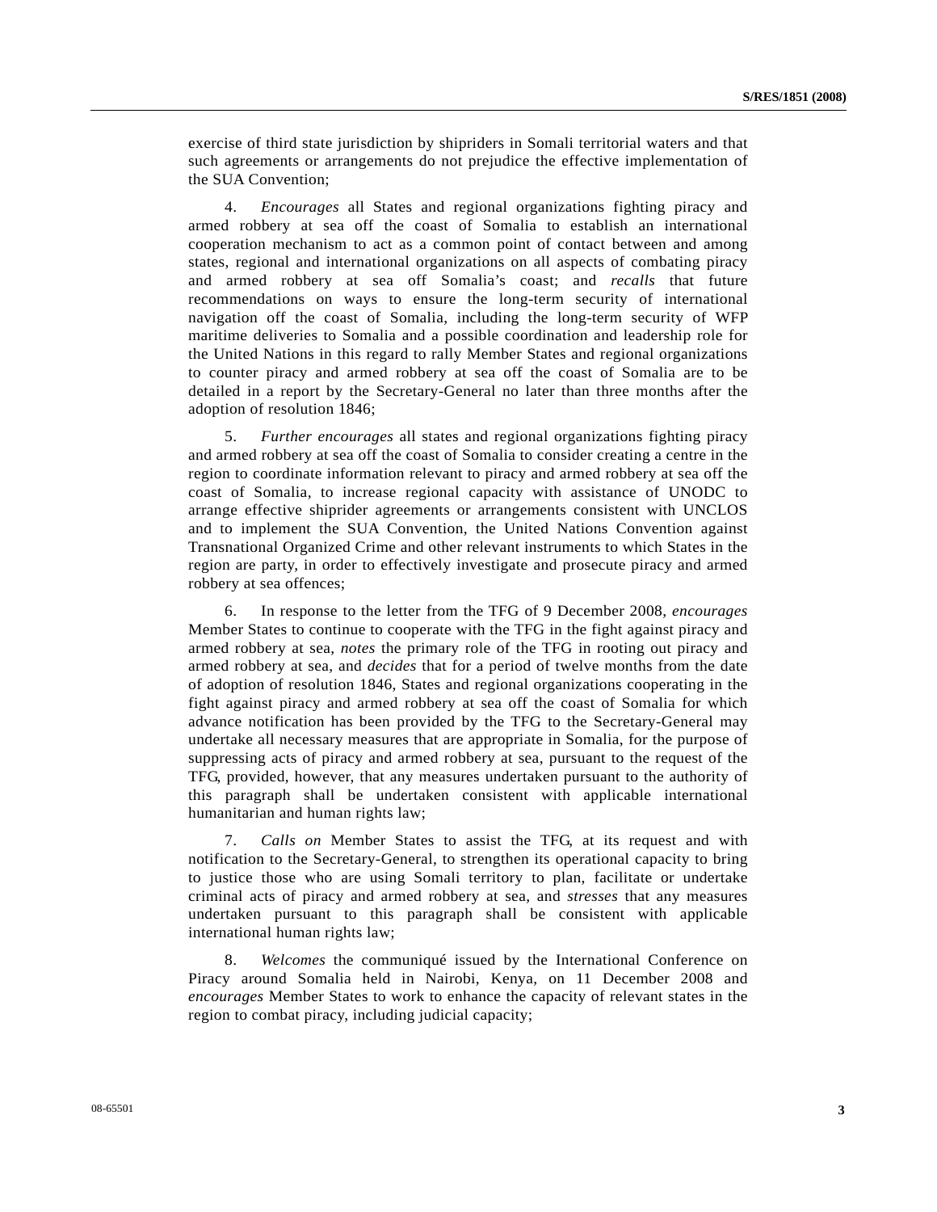exercise of third state jurisdiction by shipriders in Somali territorial waters and that such agreements or arrangements do not prejudice the effective implementation of the SUA Convention;

4. *Encourages* all States and regional organizations fighting piracy and armed robbery at sea off the coast of Somalia to establish an international cooperation mechanism to act as a common point of contact between and among states, regional and international organizations on all aspects of combating piracy and armed robbery at sea off Somalia's coast; and *recalls* that future recommendations on ways to ensure the long-term security of international navigation off the coast of Somalia, including the long-term security of WFP maritime deliveries to Somalia and a possible coordination and leadership role for the United Nations in this regard to rally Member States and regional organizations to counter piracy and armed robbery at sea off the coast of Somalia are to be detailed in a report by the Secretary-General no later than three months after the adoption of resolution 1846;

5. *Further encourages* all states and regional organizations fighting piracy and armed robbery at sea off the coast of Somalia to consider creating a centre in the region to coordinate information relevant to piracy and armed robbery at sea off the coast of Somalia, to increase regional capacity with assistance of UNODC to arrange effective shiprider agreements or arrangements consistent with UNCLOS and to implement the SUA Convention, the United Nations Convention against Transnational Organized Crime and other relevant instruments to which States in the region are party, in order to effectively investigate and prosecute piracy and armed robbery at sea offences;

6. In response to the letter from the TFG of 9 December 2008, *encourages* Member States to continue to cooperate with the TFG in the fight against piracy and armed robbery at sea, *notes* the primary role of the TFG in rooting out piracy and armed robbery at sea, and *decides* that for a period of twelve months from the date of adoption of resolution 1846, States and regional organizations cooperating in the fight against piracy and armed robbery at sea off the coast of Somalia for which advance notification has been provided by the TFG to the Secretary-General may undertake all necessary measures that are appropriate in Somalia, for the purpose of suppressing acts of piracy and armed robbery at sea, pursuant to the request of the TFG, provided, however, that any measures undertaken pursuant to the authority of this paragraph shall be undertaken consistent with applicable international humanitarian and human rights law;

7. *Calls on* Member States to assist the TFG, at its request and with notification to the Secretary-General, to strengthen its operational capacity to bring to justice those who are using Somali territory to plan, facilitate or undertake criminal acts of piracy and armed robbery at sea, and *stresses* that any measures undertaken pursuant to this paragraph shall be consistent with applicable international human rights law;

8. *Welcomes* the communiqué issued by the International Conference on Piracy around Somalia held in Nairobi, Kenya, on 11 December 2008 and *encourages* Member States to work to enhance the capacity of relevant states in the region to combat piracy, including judicial capacity;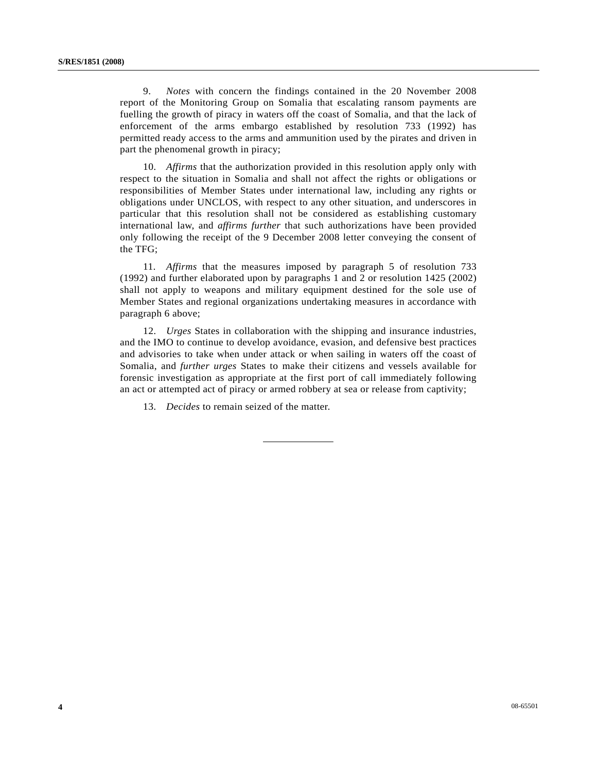9. *Notes* with concern the findings contained in the 20 November 2008 report of the Monitoring Group on Somalia that escalating ransom payments are fuelling the growth of piracy in waters off the coast of Somalia, and that the lack of enforcement of the arms embargo established by resolution 733 (1992) has permitted ready access to the arms and ammunition used by the pirates and driven in part the phenomenal growth in piracy;

10. *Affirms* that the authorization provided in this resolution apply only with respect to the situation in Somalia and shall not affect the rights or obligations or responsibilities of Member States under international law, including any rights or obligations under UNCLOS, with respect to any other situation, and underscores in particular that this resolution shall not be considered as establishing customary international law, and *affirms further* that such authorizations have been provided only following the receipt of the 9 December 2008 letter conveying the consent of the TFG;

11. *Affirms* that the measures imposed by paragraph 5 of resolution 733 (1992) and further elaborated upon by paragraphs 1 and 2 or resolution 1425 (2002) shall not apply to weapons and military equipment destined for the sole use of Member States and regional organizations undertaking measures in accordance with paragraph 6 above;

12. *Urges* States in collaboration with the shipping and insurance industries, and the IMO to continue to develop avoidance, evasion, and defensive best practices and advisories to take when under attack or when sailing in waters off the coast of Somalia, and *further urges* States to make their citizens and vessels available for forensic investigation as appropriate at the first port of call immediately following an act or attempted act of piracy or armed robbery at sea or release from captivity;

13. *Decides* to remain seized of the matter.